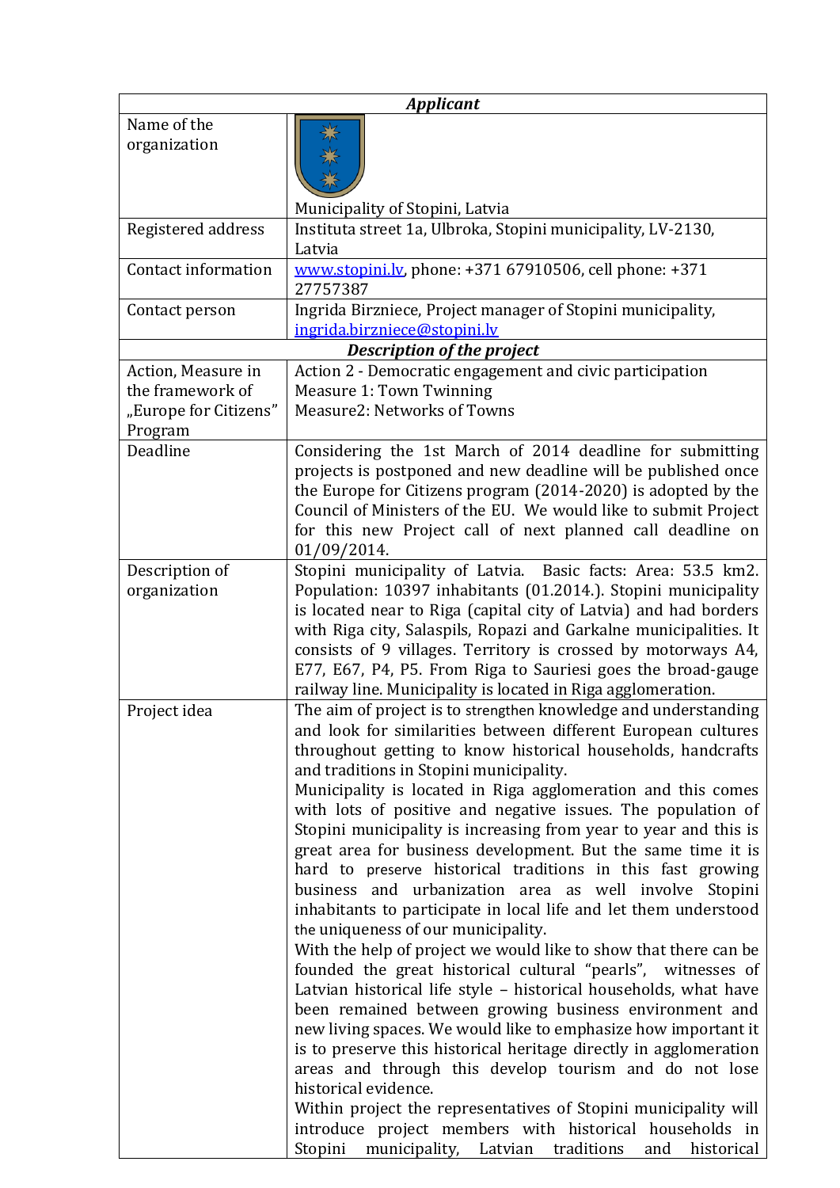| Applicant | |
|---|---|
| Name of the organization | Municipality of Stopini, Latvia |
| Registered address | Instituta street 1a, Ulbroka, Stopini municipality, LV-2130, Latvia |
| Contact information | www.stopini.lv, phone: +371 67910506, cell phone: +371 27757387 |
| Contact person | Ingrida Birzniece, Project manager of Stopini municipality, ingrida.birzniece@stopini.lv |
| **Description of the project** | |
| Action, Measure in the framework of „Europe for Citizens" Program | Action 2 - Democratic engagement and civic participation<br>Measure 1: Town Twinning<br>Measure2: Networks of Towns |
| Deadline | Considering the 1st March of 2014 deadline for submitting projects is postponed and new deadline will be published once the Europe for Citizens program (2014-2020) is adopted by the Council of Ministers of the EU. We would like to submit Project for this new Project call of next planned call deadline on 01/09/2014. |
| Description of organization | Stopini municipality of Latvia. Basic facts: Area: 53.5 km2. Population: 10397 inhabitants (01.2014.). Stopini municipality is located near to Riga (capital city of Latvia) and had borders with Riga city, Salaspils, Ropazi and Garkalne municipalities. It consists of 9 villages. Territory is crossed by motorways A4, E77, E67, P4, P5. From Riga to Sauriesi goes the broad-gauge railway line. Municipality is located in Riga agglomeration. |
| Project idea | The aim of project is to strengthen knowledge and understanding and look for similarities between different European cultures throughout getting to know historical households, handcrafts and traditions in Stopini municipality.<br>Municipality is located in Riga agglomeration and this comes with lots of positive and negative issues. The population of Stopini municipality is increasing from year to year and this is great area for business development. But the same time it is hard to preserve historical traditions in this fast growing business and urbanization area as well involve Stopini inhabitants to participate in local life and let them understood the uniqueness of our municipality.<br>With the help of project we would like to show that there can be founded the great historical cultural "pearls", witnesses of Latvian historical life style – historical households, what have been remained between growing business environment and new living spaces. We would like to emphasize how important it is to preserve this historical heritage directly in agglomeration areas and through this develop tourism and do not lose historical evidence.<br>Within project the representatives of Stopini municipality will introduce project members with historical households in Stopini municipality, Latvian traditions and historical |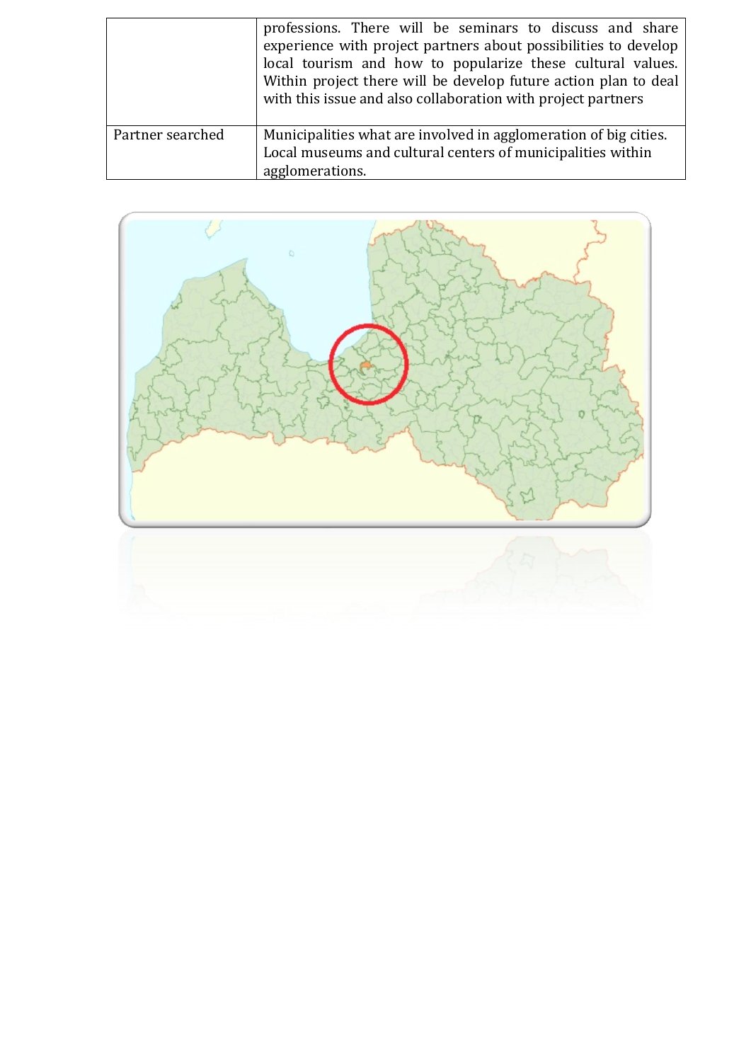| | |
|---|---|
| | professions. There will be seminars to discuss and share experience with project partners about possibilities to develop local tourism and how to popularize these cultural values. Within project there will be develop future action plan to deal with this issue and also collaboration with project partners |
| Partner searched | Municipalities what are involved in agglomeration of big cities. Local museums and cultural centers of municipalities within agglomerations. |